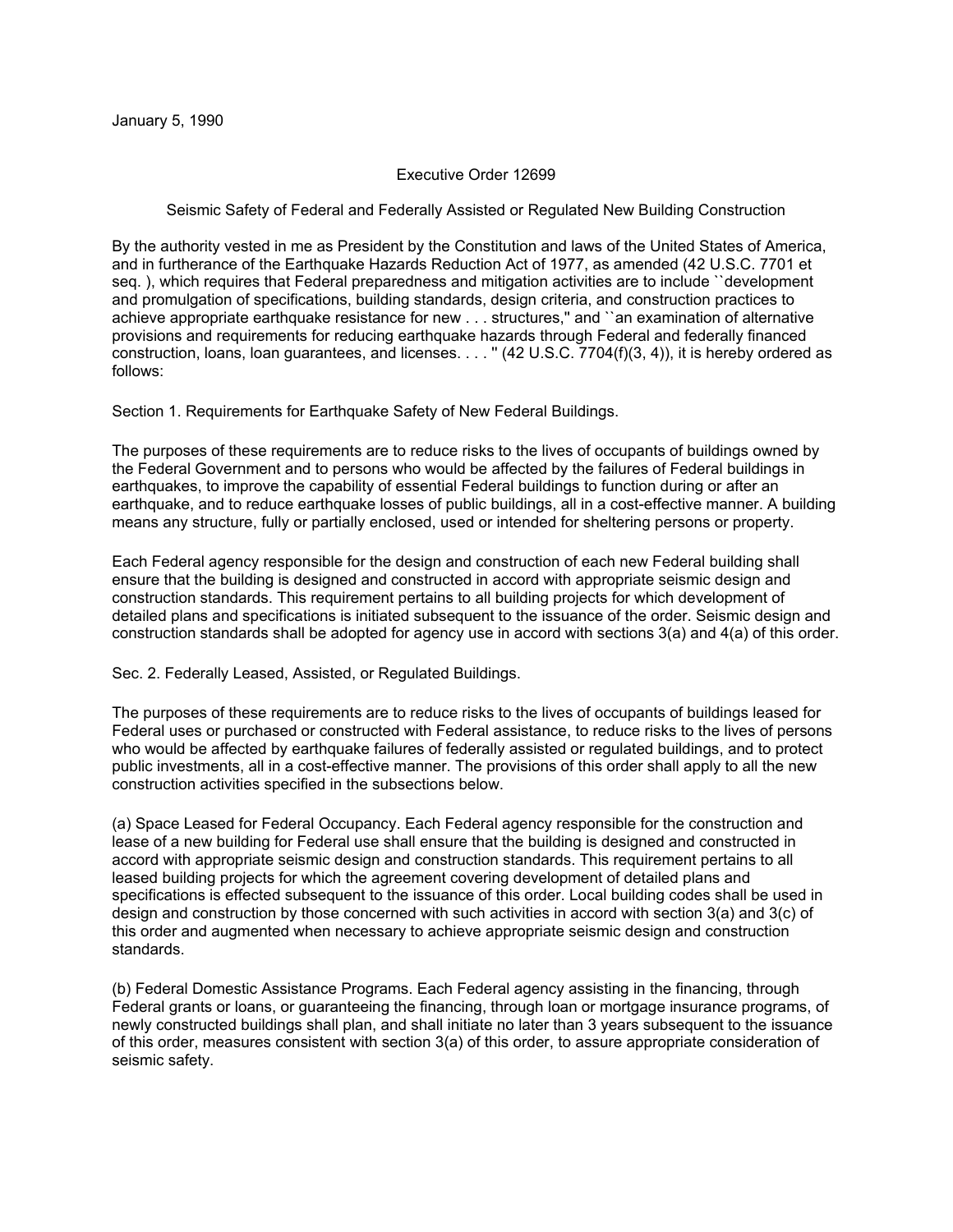January 5, 1990

# Executive Order 12699

## Seismic Safety of Federal and Federally Assisted or Regulated New Building Construction

By the authority vested in me as President by the Constitution and laws of the United States of America, and in furtherance of the Earthquake Hazards Reduction Act of 1977, as amended (42 U.S.C. 7701 et seq. ), which requires that Federal preparedness and mitigation activities are to include ``development and promulgation of specifications, building standards, design criteria, and construction practices to achieve appropriate earthquake resistance for new . . . structures,'' and ``an examination of alternative provisions and requirements for reducing earthquake hazards through Federal and federally financed construction, loans, loan guarantees, and licenses. . . . '' (42 U.S.C. 7704(f)(3, 4)), it is hereby ordered as follows:

### Section 1. Requirements for Earthquake Safety of New Federal Buildings.

The purposes of these requirements are to reduce risks to the lives of occupants of buildings owned by the Federal Government and to persons who would be affected by the failures of Federal buildings in earthquakes, to improve the capability of essential Federal buildings to function during or after an earthquake, and to reduce earthquake losses of public buildings, all in a cost-effective manner. A building means any structure, fully or partially enclosed, used or intended for sheltering persons or property.

Each Federal agency responsible for the design and construction of each new Federal building shall ensure that the building is designed and constructed in accord with appropriate seismic design and construction standards. This requirement pertains to all building projects for which development of detailed plans and specifications is initiated subsequent to the issuance of the order. Seismic design and construction standards shall be adopted for agency use in accord with sections 3(a) and 4(a) of this order.

### Sec. 2. Federally Leased, Assisted, or Regulated Buildings.

The purposes of these requirements are to reduce risks to the lives of occupants of buildings leased for Federal uses or purchased or constructed with Federal assistance, to reduce risks to the lives of persons who would be affected by earthquake failures of federally assisted or regulated buildings, and to protect public investments, all in a cost-effective manner. The provisions of this order shall apply to all the new construction activities specified in the subsections below.

(a) Space Leased for Federal Occupancy. Each Federal agency responsible for the construction and lease of a new building for Federal use shall ensure that the building is designed and constructed in accord with appropriate seismic design and construction standards. This requirement pertains to all leased building projects for which the agreement covering development of detailed plans and specifications is effected subsequent to the issuance of this order. Local building codes shall be used in design and construction by those concerned with such activities in accord with section 3(a) and 3(c) of this order and augmented when necessary to achieve appropriate seismic design and construction standards.

(b) Federal Domestic Assistance Programs. Each Federal agency assisting in the financing, through Federal grants or loans, or guaranteeing the financing, through loan or mortgage insurance programs, of newly constructed buildings shall plan, and shall initiate no later than 3 years subsequent to the issuance of this order, measures consistent with section 3(a) of this order, to assure appropriate consideration of seismic safety.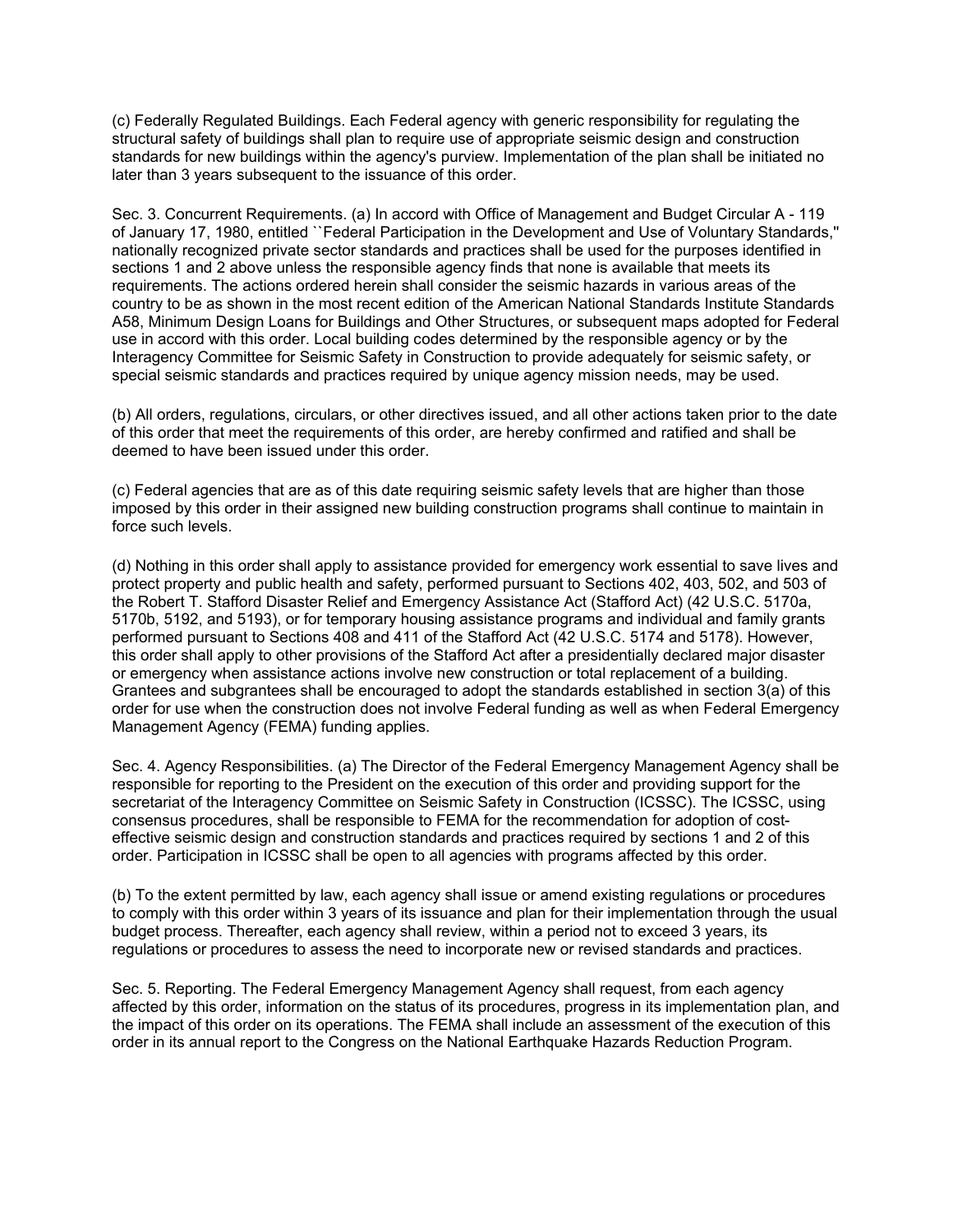(c) Federally Regulated Buildings. Each Federal agency with generic responsibility for regulating the structural safety of buildings shall plan to require use of appropriate seismic design and construction standards for new buildings within the agency's purview. Implementation of the plan shall be initiated no later than 3 years subsequent to the issuance of this order.

Sec. 3. Concurrent Requirements. (a) In accord with Office of Management and Budget Circular A - 119 of January 17, 1980, entitled ``Federal Participation in the Development and Use of Voluntary Standards,'' nationally recognized private sector standards and practices shall be used for the purposes identified in sections 1 and 2 above unless the responsible agency finds that none is available that meets its requirements. The actions ordered herein shall consider the seismic hazards in various areas of the country to be as shown in the most recent edition of the American National Standards Institute Standards A58, Minimum Design Loans for Buildings and Other Structures, or subsequent maps adopted for Federal use in accord with this order. Local building codes determined by the responsible agency or by the Interagency Committee for Seismic Safety in Construction to provide adequately for seismic safety, or special seismic standards and practices required by unique agency mission needs, may be used.

(b) All orders, regulations, circulars, or other directives issued, and all other actions taken prior to the date of this order that meet the requirements of this order, are hereby confirmed and ratified and shall be deemed to have been issued under this order.

(c) Federal agencies that are as of this date requiring seismic safety levels that are higher than those imposed by this order in their assigned new building construction programs shall continue to maintain in force such levels.

(d) Nothing in this order shall apply to assistance provided for emergency work essential to save lives and protect property and public health and safety, performed pursuant to Sections 402, 403, 502, and 503 of the Robert T. Stafford Disaster Relief and Emergency Assistance Act (Stafford Act) (42 U.S.C. 5170a, 5170b, 5192, and 5193), or for temporary housing assistance programs and individual and family grants performed pursuant to Sections 408 and 411 of the Stafford Act (42 U.S.C. 5174 and 5178). However, this order shall apply to other provisions of the Stafford Act after a presidentially declared major disaster or emergency when assistance actions involve new construction or total replacement of a building. Grantees and subgrantees shall be encouraged to adopt the standards established in section 3(a) of this order for use when the construction does not involve Federal funding as well as when Federal Emergency Management Agency (FEMA) funding applies.

Sec. 4. Agency Responsibilities. (a) The Director of the Federal Emergency Management Agency shall be responsible for reporting to the President on the execution of this order and providing support for the secretariat of the Interagency Committee on Seismic Safety in Construction (ICSSC). The ICSSC, using consensus procedures, shall be responsible to FEMA for the recommendation for adoption of cost-effective seismic design and construction standards and practices required by sections 1 and 2 of this order. Participation in ICSSC shall be open to all agencies with programs affected by this order.

(b) To the extent permitted by law, each agency shall issue or amend existing regulations or procedures to comply with this order within 3 years of its issuance and plan for their implementation through the usual budget process. Thereafter, each agency shall review, within a period not to exceed 3 years, its regulations or procedures to assess the need to incorporate new or revised standards and practices.

Sec. 5. Reporting. The Federal Emergency Management Agency shall request, from each agency affected by this order, information on the status of its procedures, progress in its implementation plan, and the impact of this order on its operations. The FEMA shall include an assessment of the execution of this order in its annual report to the Congress on the National Earthquake Hazards Reduction Program.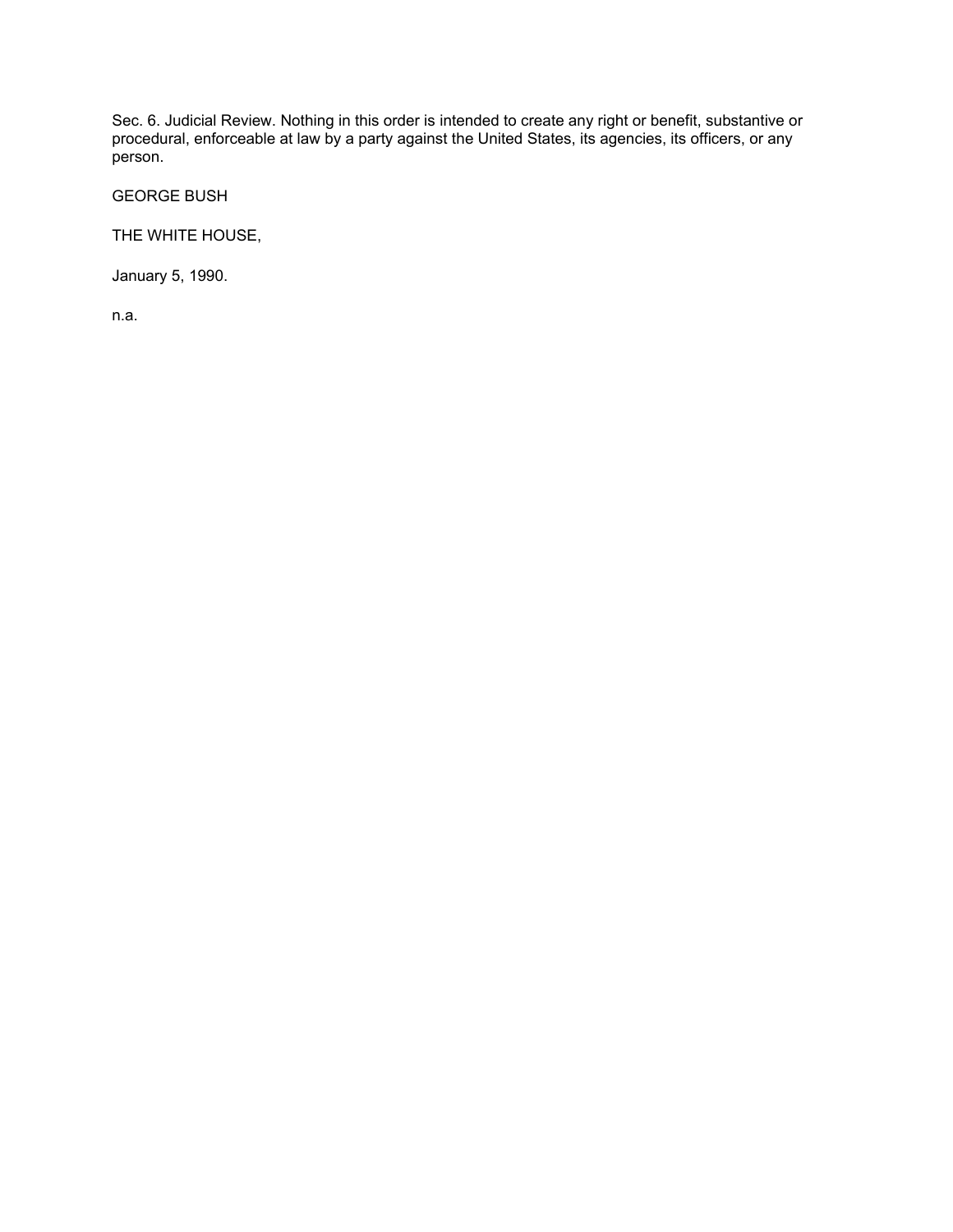Sec. 6. Judicial Review. Nothing in this order is intended to create any right or benefit, substantive or procedural, enforceable at law by a party against the United States, its agencies, its officers, or any person.

GEORGE BUSH

THE WHITE HOUSE,

January 5, 1990.

n.a.